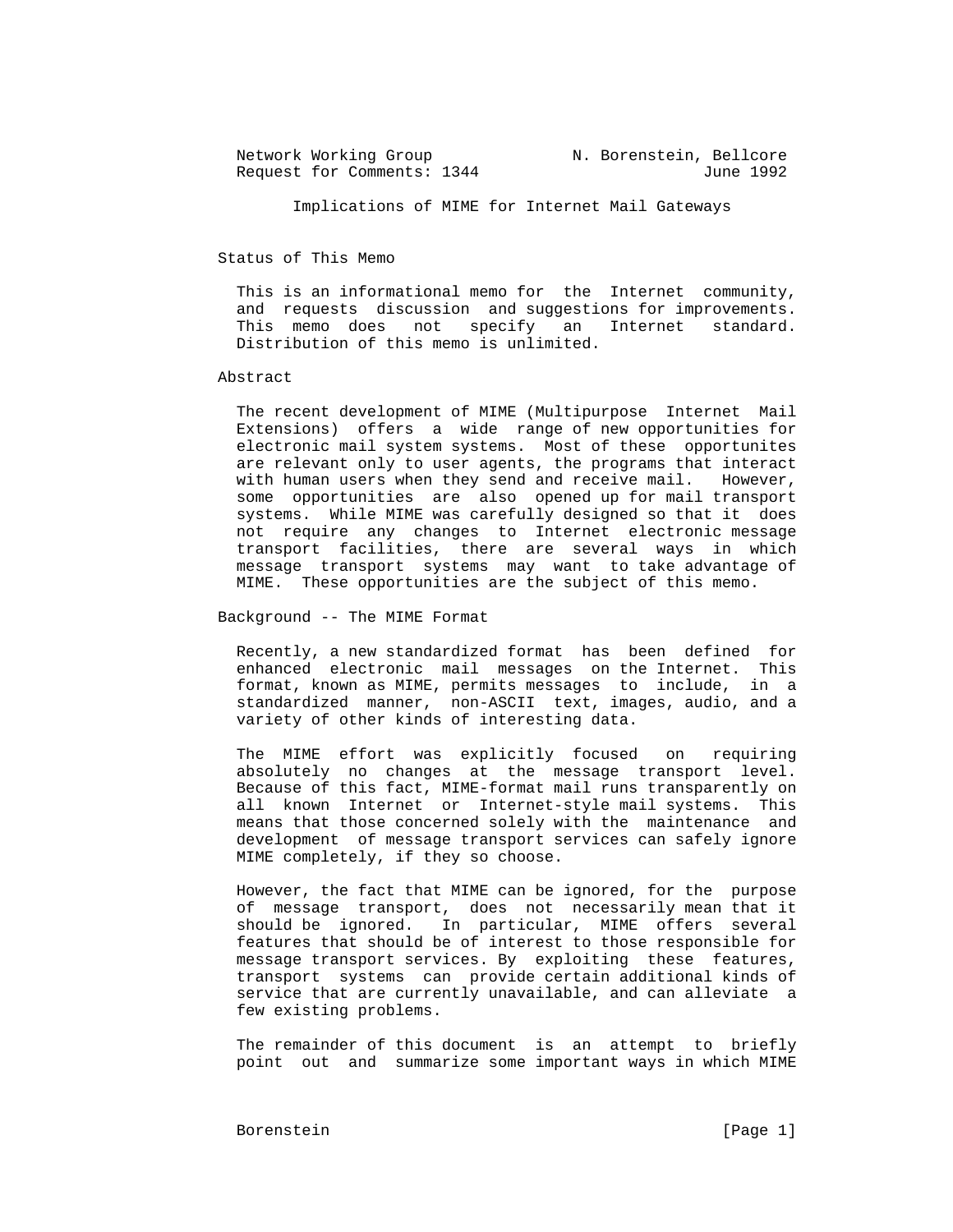Network Working Group N. Borenstein, Bellcore
Request for Comments: 1344 June 1992

# Implications of MIME for Internet Mail Gateways

## Status of This Memo

This is an informational memo for the Internet community, and requests discussion and suggestions for improvements. This memo does not specify an Internet standard. Distribution of this memo is unlimited.

## Abstract

The recent development of MIME (Multipurpose Internet Mail Extensions) offers a wide range of new opportunities for electronic mail system systems. Most of these opportunites are relevant only to user agents, the programs that interact with human users when they send and receive mail. However, some opportunities are also opened up for mail transport systems. While MIME was carefully designed so that it does not require any changes to Internet electronic message transport facilities, there are several ways in which message transport systems may want to take advantage of MIME. These opportunities are the subject of this memo.

## Background -- The MIME Format

Recently, a new standardized format has been defined for enhanced electronic mail messages on the Internet. This format, known as MIME, permits messages to include, in a standardized manner, non-ASCII text, images, audio, and a variety of other kinds of interesting data.

The MIME effort was explicitly focused on requiring absolutely no changes at the message transport level. Because of this fact, MIME-format mail runs transparently on all known Internet or Internet-style mail systems. This means that those concerned solely with the maintenance and development of message transport services can safely ignore MIME completely, if they so choose.

However, the fact that MIME can be ignored, for the purpose of message transport, does not necessarily mean that it should be ignored. In particular, MIME offers several features that should be of interest to those responsible for message transport services. By exploiting these features, transport systems can provide certain additional kinds of service that are currently unavailable, and can alleviate a few existing problems.

The remainder of this document is an attempt to briefly point out and summarize some important ways in which MIME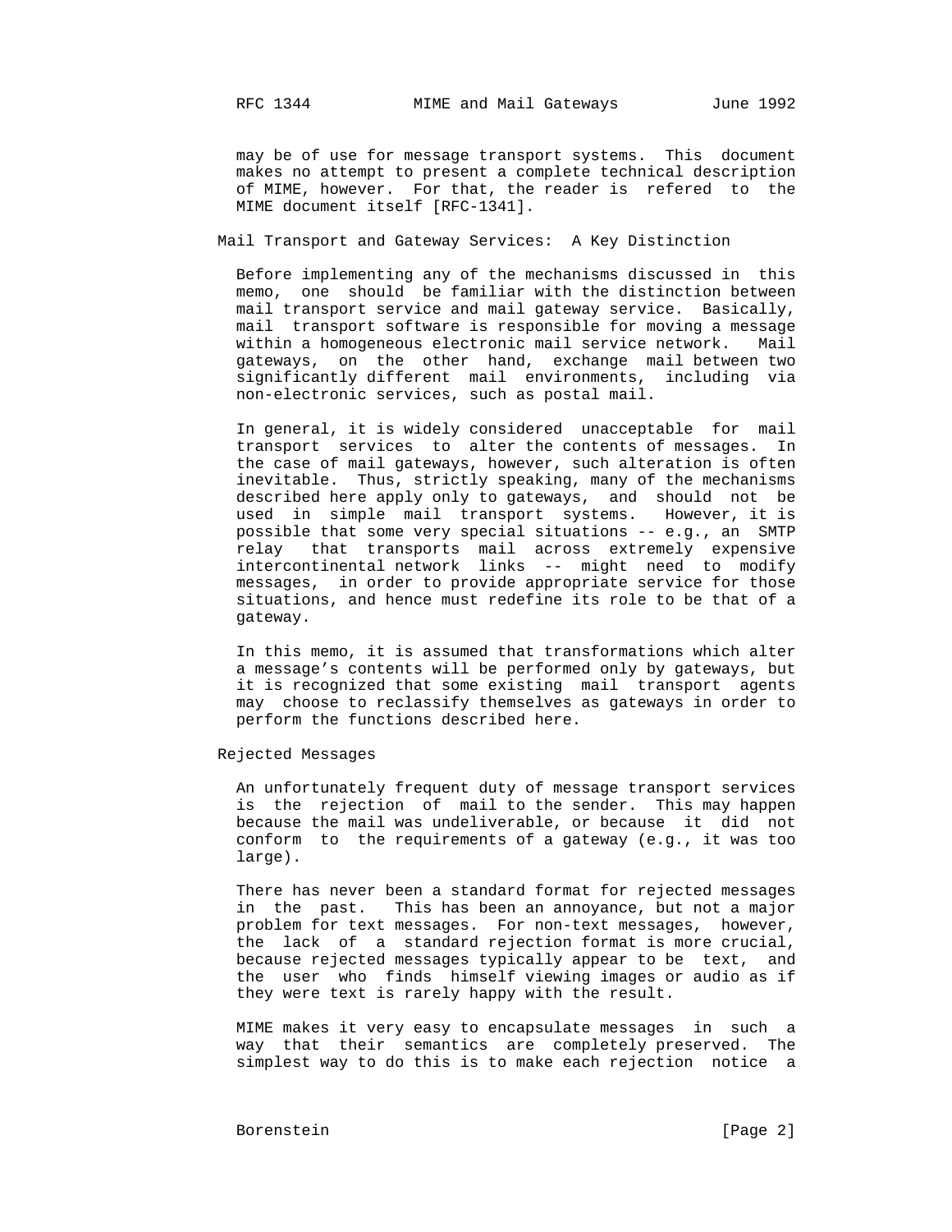may be of use for message transport systems. This document makes no attempt to present a complete technical description of MIME, however. For that, the reader is refered to the MIME document itself [RFC-1341].

## Mail Transport and Gateway Services: A Key Distinction

Before implementing any of the mechanisms discussed in this memo, one should be familiar with the distinction between mail transport service and mail gateway service. Basically, mail transport software is responsible for moving a message within a homogeneous electronic mail service network. Mail gateways, on the other hand, exchange mail between two significantly different mail environments, including via non-electronic services, such as postal mail.

In general, it is widely considered unacceptable for mail transport services to alter the contents of messages. In the case of mail gateways, however, such alteration is often inevitable. Thus, strictly speaking, many of the mechanisms described here apply only to gateways, and should not be used in simple mail transport systems. However, it is possible that some very special situations -- e.g., an SMTP relay that transports mail across extremely expensive intercontinental network links -- might need to modify messages, in order to provide appropriate service for those situations, and hence must redefine its role to be that of a gateway.

In this memo, it is assumed that transformations which alter a message's contents will be performed only by gateways, but it is recognized that some existing mail transport agents may choose to reclassify themselves as gateways in order to perform the functions described here.

## Rejected Messages

An unfortunately frequent duty of message transport services is the rejection of mail to the sender. This may happen because the mail was undeliverable, or because it did not conform to the requirements of a gateway (e.g., it was too large).

There has never been a standard format for rejected messages in the past. This has been an annoyance, but not a major problem for text messages. For non-text messages, however, the lack of a standard rejection format is more crucial, because rejected messages typically appear to be text, and the user who finds himself viewing images or audio as if they were text is rarely happy with the result.

MIME makes it very easy to encapsulate messages in such a way that their semantics are completely preserved. The simplest way to do this is to make each rejection notice a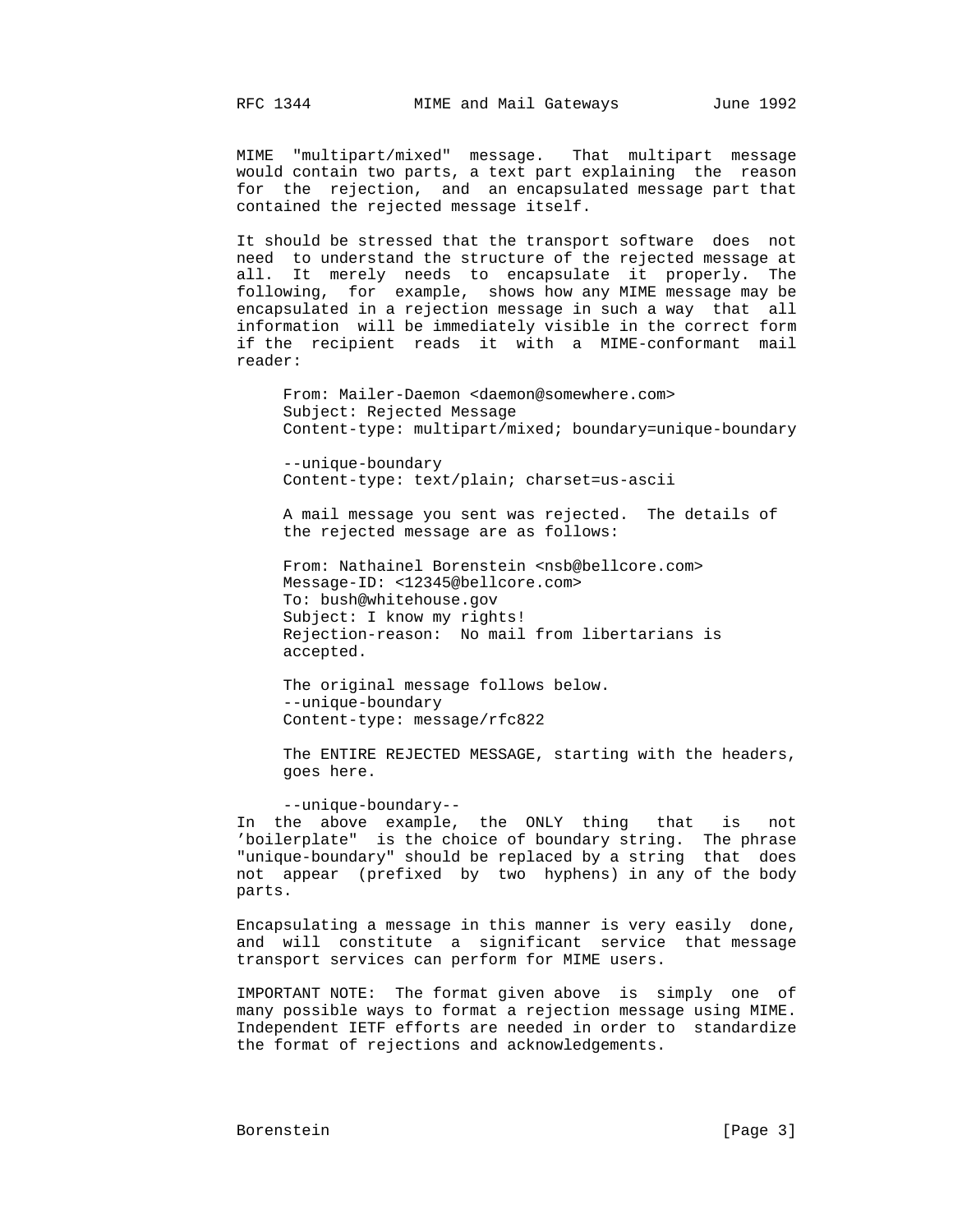MIME "multipart/mixed" message. That multipart message would contain two parts, a text part explaining the reason for the rejection, and an encapsulated message part that contained the rejected message itself.

It should be stressed that the transport software does not need to understand the structure of the rejected message at all. It merely needs to encapsulate it properly. The following, for example, shows how any MIME message may be encapsulated in a rejection message in such a way that all information will be immediately visible in the correct form if the recipient reads it with a MIME-conformant mail reader:

```
From: Mailer-Daemon <daemon@somewhere.com>
Subject: Rejected Message
Content-type: multipart/mixed; boundary=unique-boundary

--unique-boundary
Content-type: text/plain; charset=us-ascii

A mail message you sent was rejected.  The details of
the rejected message are as follows:

From: Nathainel Borenstein <nsb@bellcore.com>
Message-ID: <12345@bellcore.com>
To: bush@whitehouse.gov
Subject: I know my rights!
Rejection-reason:  No mail from libertarians is
accepted.

The original message follows below.
--unique-boundary
Content-type: message/rfc822

The ENTIRE REJECTED MESSAGE, starting with the headers,
goes here.

--unique-boundary--
```

In the above example, the ONLY thing that is not 'boilerplate" is the choice of boundary string. The phrase "unique-boundary" should be replaced by a string that does not appear (prefixed by two hyphens) in any of the body parts.

Encapsulating a message in this manner is very easily done, and will constitute a significant service that message transport services can perform for MIME users.

IMPORTANT NOTE: The format given above is simply one of many possible ways to format a rejection message using MIME. Independent IETF efforts are needed in order to standardize the format of rejections and acknowledgements.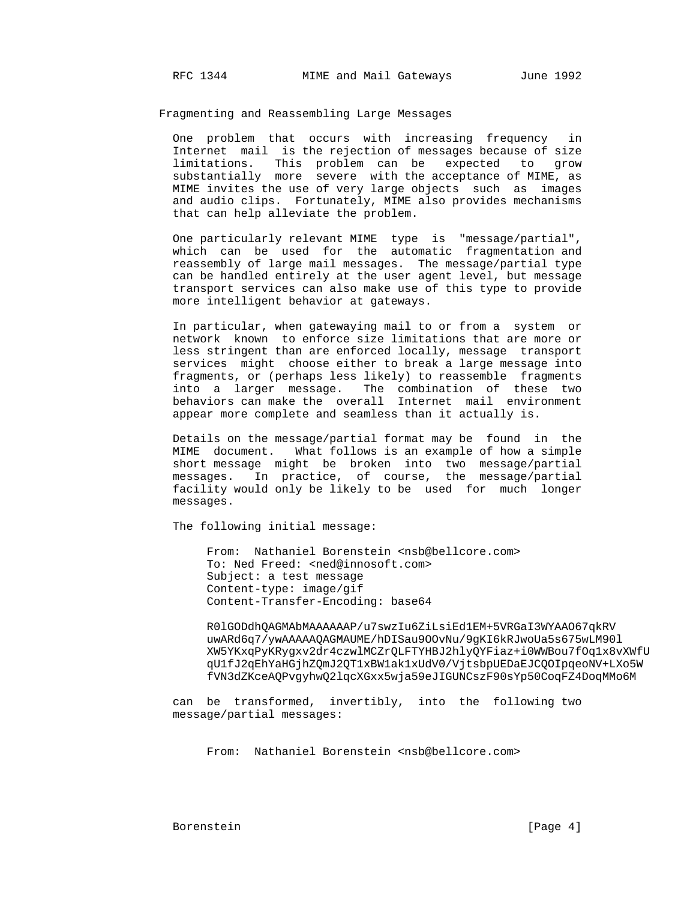## Fragmenting and Reassembling Large Messages

One problem that occurs with increasing frequency in Internet mail is the rejection of messages because of size limitations. This problem can be expected to grow substantially more severe with the acceptance of MIME, as MIME invites the use of very large objects such as images and audio clips. Fortunately, MIME also provides mechanisms that can help alleviate the problem.

One particularly relevant MIME type is "message/partial", which can be used for the automatic fragmentation and reassembly of large mail messages. The message/partial type can be handled entirely at the user agent level, but message transport services can also make use of this type to provide more intelligent behavior at gateways.

In particular, when gatewaying mail to or from a system or network known to enforce size limitations that are more or less stringent than are enforced locally, message transport services might choose either to break a large message into fragments, or (perhaps less likely) to reassemble fragments into a larger message. The combination of these two behaviors can make the overall Internet mail environment appear more complete and seamless than it actually is.

Details on the message/partial format may be found in the MIME document. What follows is an example of how a simple short message might be broken into two message/partial messages. In practice, of course, the message/partial facility would only be likely to be used for much longer messages.

The following initial message:

```
From:  Nathaniel Borenstein <nsb@bellcore.com>
To: Ned Freed: <ned@innosoft.com>
Subject: a test message
Content-type: image/gif
Content-Transfer-Encoding: base64

R0lGODdhQAGMAbMAAAAAAP/u7swzIu6ZiLsiEd1EM+5VRGaI3WYAAO67qkRV
uwARd6q7/ywAAAAAQAGMAUME/hDISau9OOvNu/9gKI6kRJwoUa5s675wLM90l
XW5YKxqPyKRygxv2dr4czwlMCZrQLFTYHBJ2hlyQYFiaz+i0WWBou7fOq1x8vXWfU
qU1fJ2qEhYaHGjhZQmJ2QT1xBW1ak1xUdV0/VjtsbpUEDaEJCQOIpqeoNV+LXo5W
fVN3dZKceAQPvgyhwQ2lqcXGxx5wja59eJIGUNCszF90sYp50CoqFZ4DoqMMo6M
```

can be transformed, invertibly, into the following two message/partial messages:

```
From:  Nathaniel Borenstein <nsb@bellcore.com>
```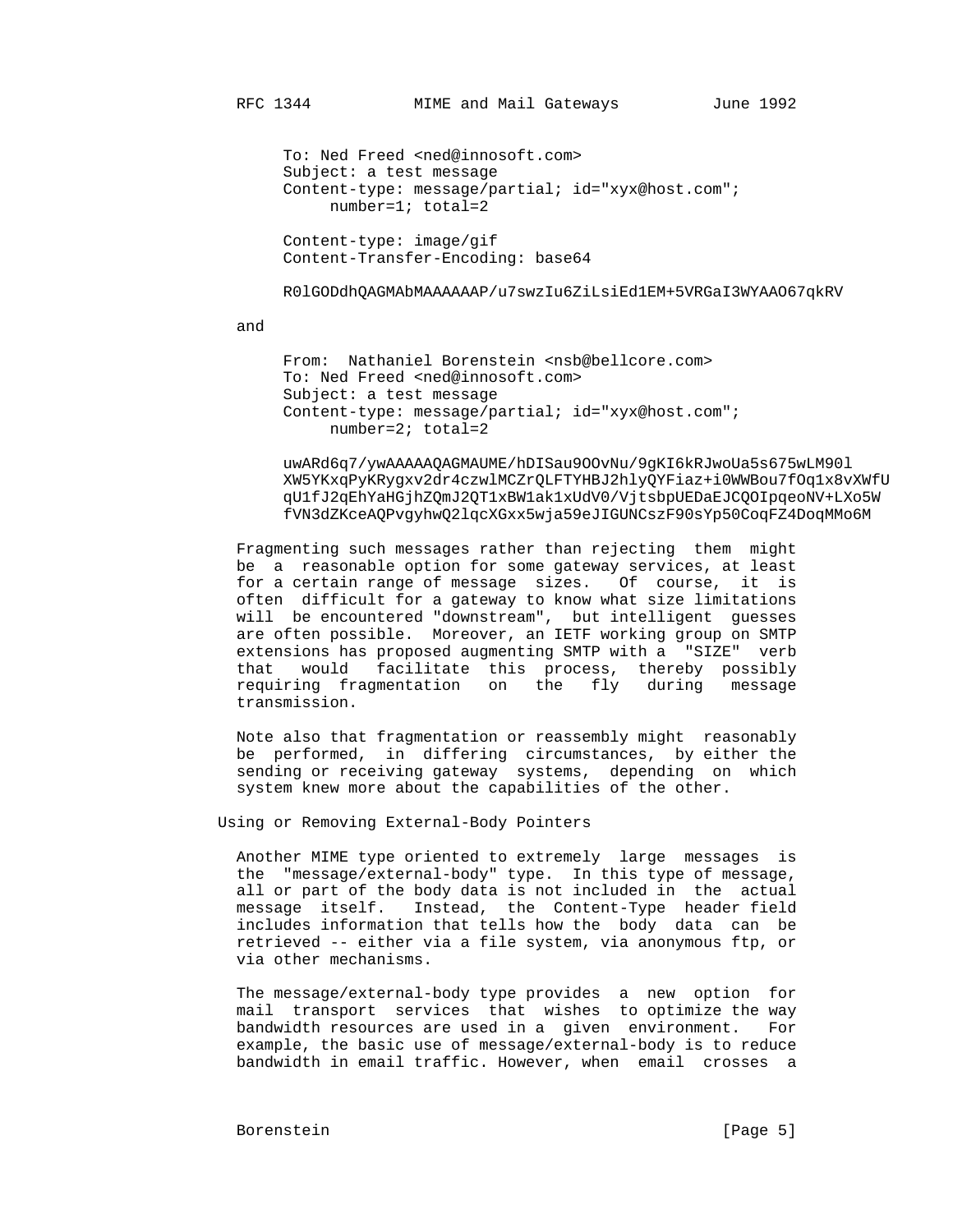```
To: Ned Freed <ned@innosoft.com>
Subject: a test message
Content-type: message/partial; id="xyx@host.com";
     number=1; total=2

Content-type: image/gif
Content-Transfer-Encoding: base64

R0lGODdhQAGMAbMAAAAAAP/u7swzIu6ZiLsiEd1EM+5VRGaI3WYAAO67qkRV
```

and

```
From:  Nathaniel Borenstein <nsb@bellcore.com>
To: Ned Freed <ned@innosoft.com>
Subject: a test message
Content-type: message/partial; id="xyx@host.com";
     number=2; total=2

uwARd6q7/ywAAAAAQAGMAUME/hDISau9OOvNu/9gKI6kRJwoUa5s675wLM90l
XW5YKxqPyKRygxv2dr4czwlMCZrQLFTYHBJ2hlyQYFiaz+i0WWBou7fOq1x8vXWfU
qU1fJ2qEhYaHGjhZQmJ2QT1xBW1ak1xUdV0/VjtsbpUEDaEJCQOIpqeoNV+LXo5W
fVN3dZKceAQPvgyhwQ2lqcXGxx5wja59eJIGUNCszF90sYp50CoqFZ4DoqMMo6M
```

Fragmenting such messages rather than rejecting them might be a reasonable option for some gateway services, at least for a certain range of message sizes. Of course, it is often difficult for a gateway to know what size limitations will be encountered "downstream", but intelligent guesses are often possible. Moreover, an IETF working group on SMTP extensions has proposed augmenting SMTP with a "SIZE" verb that would facilitate this process, thereby possibly requiring fragmentation on the fly during message transmission.

Note also that fragmentation or reassembly might reasonably be performed, in differing circumstances, by either the sending or receiving gateway systems, depending on which system knew more about the capabilities of the other.

## Using or Removing External-Body Pointers

Another MIME type oriented to extremely large messages is the "message/external-body" type. In this type of message, all or part of the body data is not included in the actual message itself. Instead, the Content-Type header field includes information that tells how the body data can be retrieved -- either via a file system, via anonymous ftp, or via other mechanisms.

The message/external-body type provides a new option for mail transport services that wishes to optimize the way bandwidth resources are used in a given environment. For example, the basic use of message/external-body is to reduce bandwidth in email traffic. However, when email crosses a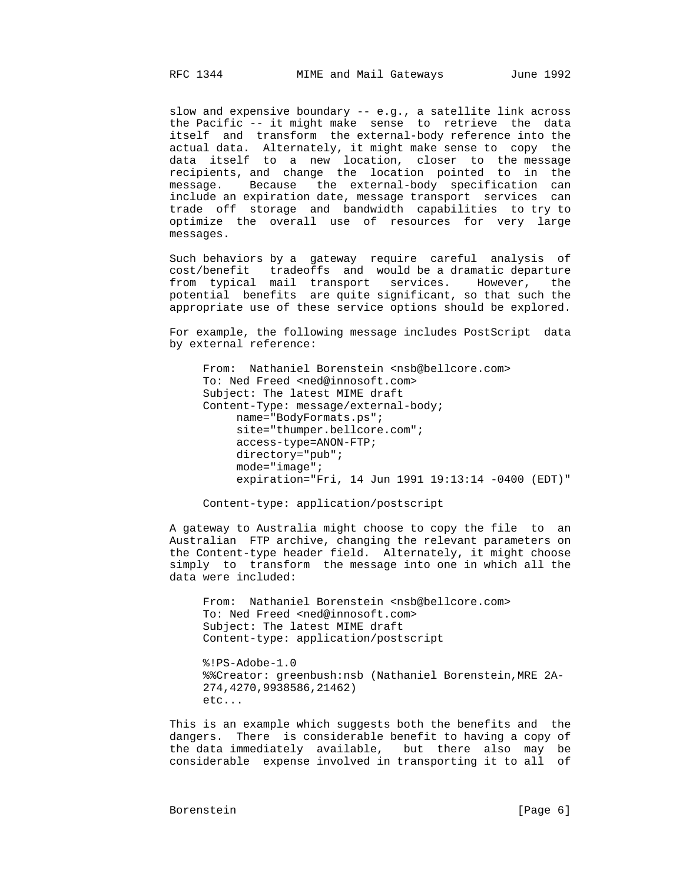slow and expensive boundary -- e.g., a satellite link across the Pacific -- it might make sense to retrieve the data itself and transform the external-body reference into the actual data. Alternately, it might make sense to copy the data itself to a new location, closer to the message recipients, and change the location pointed to in the message. Because the external-body specification can include an expiration date, message transport services can trade off storage and bandwidth capabilities to try to optimize the overall use of resources for very large messages.

Such behaviors by a gateway require careful analysis of cost/benefit tradeoffs and would be a dramatic departure from typical mail transport services. However, the potential benefits are quite significant, so that such the appropriate use of these service options should be explored.

For example, the following message includes PostScript data by external reference:

```
From:  Nathaniel Borenstein <nsb@bellcore.com>
To: Ned Freed <ned@innosoft.com>
Subject: The latest MIME draft
Content-Type: message/external-body;
     name="BodyFormats.ps";
     site="thumper.bellcore.com";
     access-type=ANON-FTP;
     directory="pub";
     mode="image";
     expiration="Fri, 14 Jun 1991 19:13:14 -0400 (EDT)"

Content-type: application/postscript
```

A gateway to Australia might choose to copy the file to an Australian FTP archive, changing the relevant parameters on the Content-type header field. Alternately, it might choose simply to transform the message into one in which all the data were included:

```
From:  Nathaniel Borenstein <nsb@bellcore.com>
To: Ned Freed <ned@innosoft.com>
Subject: The latest MIME draft
Content-type: application/postscript

%!PS-Adobe-1.0
%%Creator: greenbush:nsb (Nathaniel Borenstein,MRE 2A-
274,4270,9938586,21462)
etc...
```

This is an example which suggests both the benefits and the dangers. There is considerable benefit to having a copy of the data immediately available, but there also may be considerable expense involved in transporting it to all of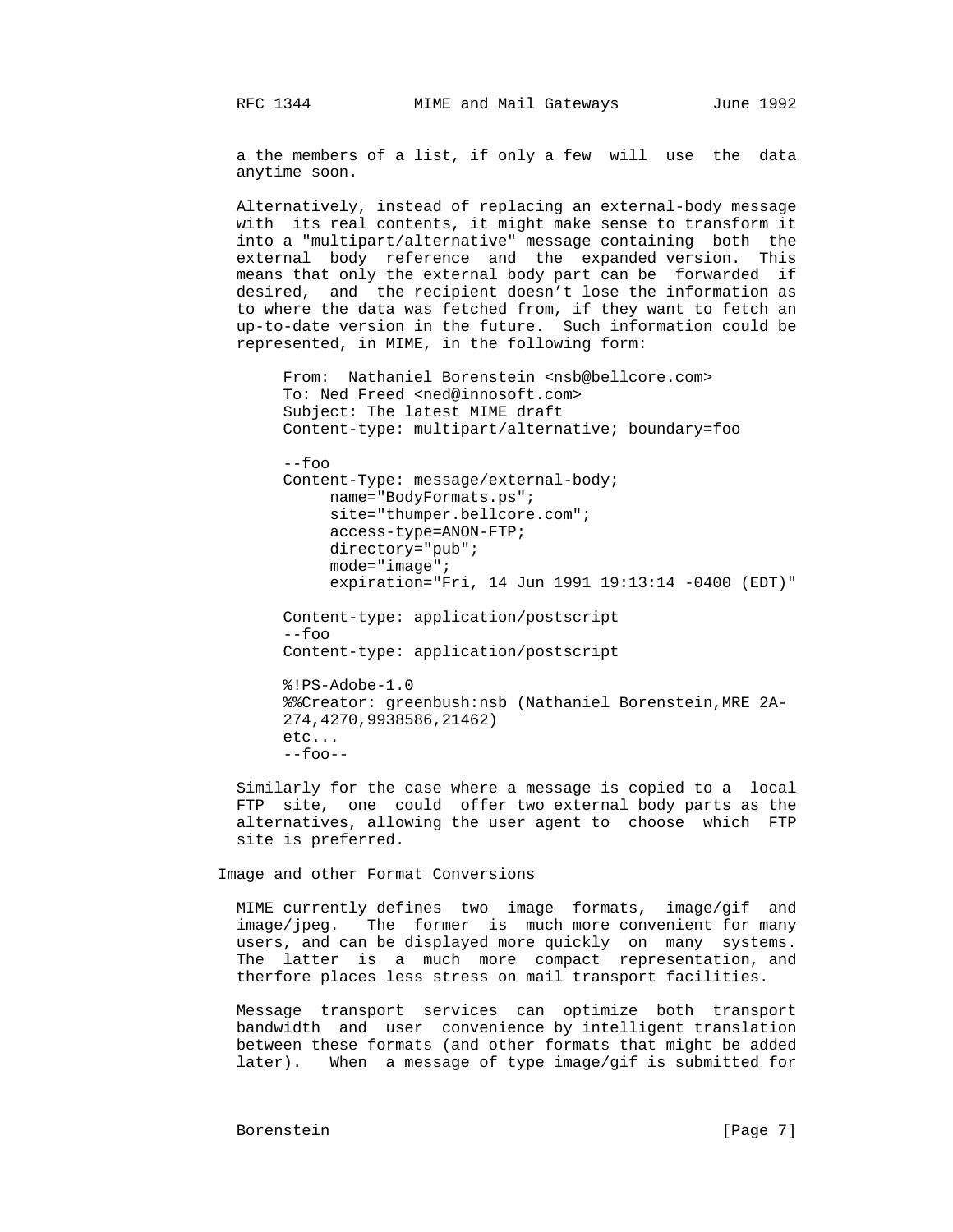a the members of a list, if only a few will use the data anytime soon.

Alternatively, instead of replacing an external-body message with its real contents, it might make sense to transform it into a "multipart/alternative" message containing both the external body reference and the expanded version. This means that only the external body part can be forwarded if desired, and the recipient doesn't lose the information as to where the data was fetched from, if they want to fetch an up-to-date version in the future. Such information could be represented, in MIME, in the following form:

```
From:  Nathaniel Borenstein <nsb@bellcore.com>
To: Ned Freed <ned@innosoft.com>
Subject: The latest MIME draft
Content-type: multipart/alternative; boundary=foo

--foo
Content-Type: message/external-body;
     name="BodyFormats.ps";
     site="thumper.bellcore.com";
     access-type=ANON-FTP;
     directory="pub";
     mode="image";
     expiration="Fri, 14 Jun 1991 19:13:14 -0400 (EDT)"

Content-type: application/postscript
--foo
Content-type: application/postscript

%!PS-Adobe-1.0
%%Creator: greenbush:nsb (Nathaniel Borenstein,MRE 2A-
274,4270,9938586,21462)
etc...
--foo--
```

Similarly for the case where a message is copied to a local FTP site, one could offer two external body parts as the alternatives, allowing the user agent to choose which FTP site is preferred.

## Image and other Format Conversions

MIME currently defines two image formats, image/gif and image/jpeg. The former is much more convenient for many users, and can be displayed more quickly on many systems. The latter is a much more compact representation, and therfore places less stress on mail transport facilities.

Message transport services can optimize both transport bandwidth and user convenience by intelligent translation between these formats (and other formats that might be added later). When a message of type image/gif is submitted for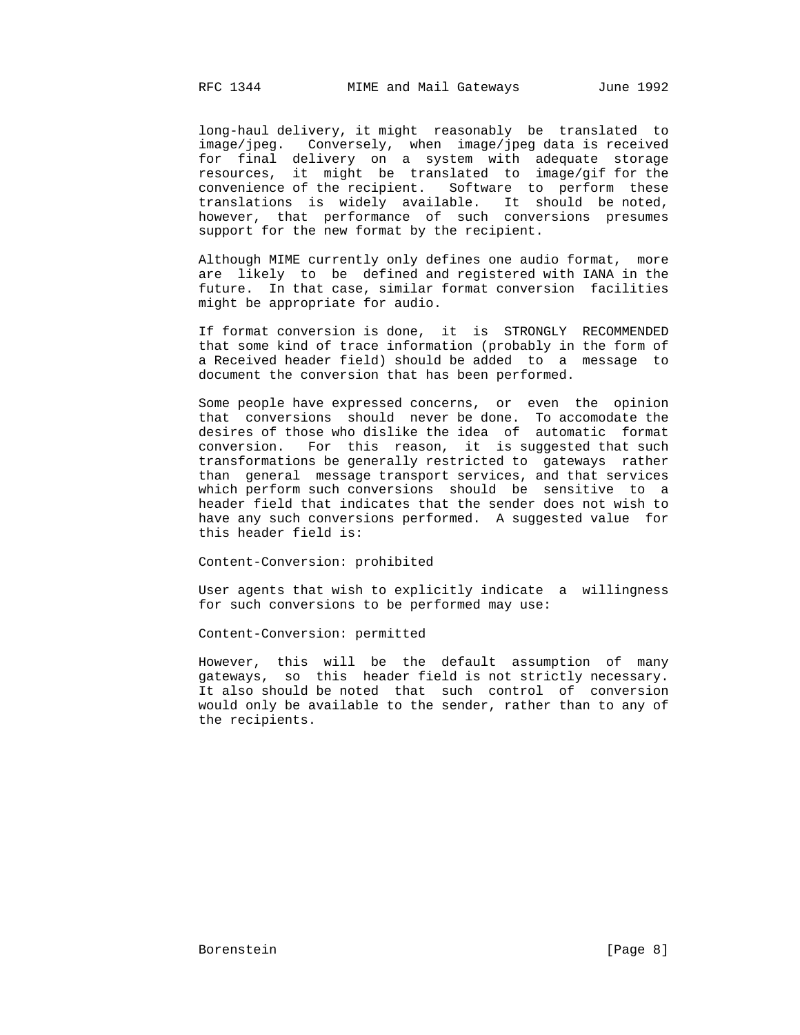long-haul delivery, it might reasonably be translated to image/jpeg. Conversely, when image/jpeg data is received for final delivery on a system with adequate storage resources, it might be translated to image/gif for the convenience of the recipient. Software to perform these translations is widely available. It should be noted, however, that performance of such conversions presumes support for the new format by the recipient.

Although MIME currently only defines one audio format, more are likely to be defined and registered with IANA in the future. In that case, similar format conversion facilities might be appropriate for audio.

If format conversion is done, it is STRONGLY RECOMMENDED that some kind of trace information (probably in the form of a Received header field) should be added to a message to document the conversion that has been performed.

Some people have expressed concerns, or even the opinion that conversions should never be done. To accomodate the desires of those who dislike the idea of automatic format conversion. For this reason, it is suggested that such transformations be generally restricted to gateways rather than general message transport services, and that services which perform such conversions should be sensitive to a header field that indicates that the sender does not wish to have any such conversions performed. A suggested value for this header field is:

```
Content-Conversion: prohibited
```

User agents that wish to explicitly indicate a willingness for such conversions to be performed may use:

```
Content-Conversion: permitted
```

However, this will be the default assumption of many gateways, so this header field is not strictly necessary. It also should be noted that such control of conversion would only be available to the sender, rather than to any of the recipients.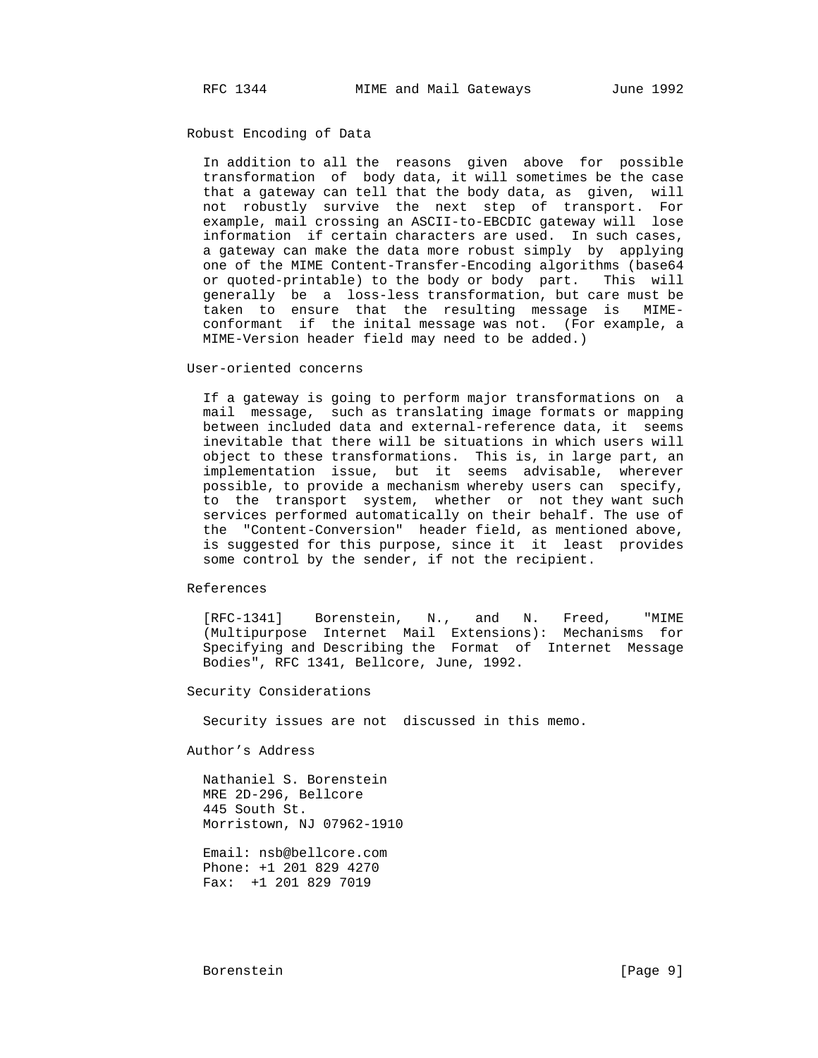## Robust Encoding of Data

In addition to all the reasons given above for possible transformation of body data, it will sometimes be the case that a gateway can tell that the body data, as given, will not robustly survive the next step of transport. For example, mail crossing an ASCII-to-EBCDIC gateway will lose information if certain characters are used. In such cases, a gateway can make the data more robust simply by applying one of the MIME Content-Transfer-Encoding algorithms (base64 or quoted-printable) to the body or body part. This will generally be a loss-less transformation, but care must be taken to ensure that the resulting message is MIME-conformant if the inital message was not. (For example, a MIME-Version header field may need to be added.)

## User-oriented concerns

If a gateway is going to perform major transformations on a mail message, such as translating image formats or mapping between included data and external-reference data, it seems inevitable that there will be situations in which users will object to these transformations. This is, in large part, an implementation issue, but it seems advisable, wherever possible, to provide a mechanism whereby users can specify, to the transport system, whether or not they want such services performed automatically on their behalf. The use of the "Content-Conversion" header field, as mentioned above, is suggested for this purpose, since it it least provides some control by the sender, if not the recipient.

## References

[RFC-1341] Borenstein, N., and N. Freed, "MIME (Multipurpose Internet Mail Extensions): Mechanisms for Specifying and Describing the Format of Internet Message Bodies", RFC 1341, Bellcore, June, 1992.

## Security Considerations

Security issues are not discussed in this memo.

## Author’s Address

Nathaniel S. Borenstein
MRE 2D-296, Bellcore
445 South St.
Morristown, NJ 07962-1910

Email: nsb@bellcore.com
Phone: +1 201 829 4270
Fax: +1 201 829 7019